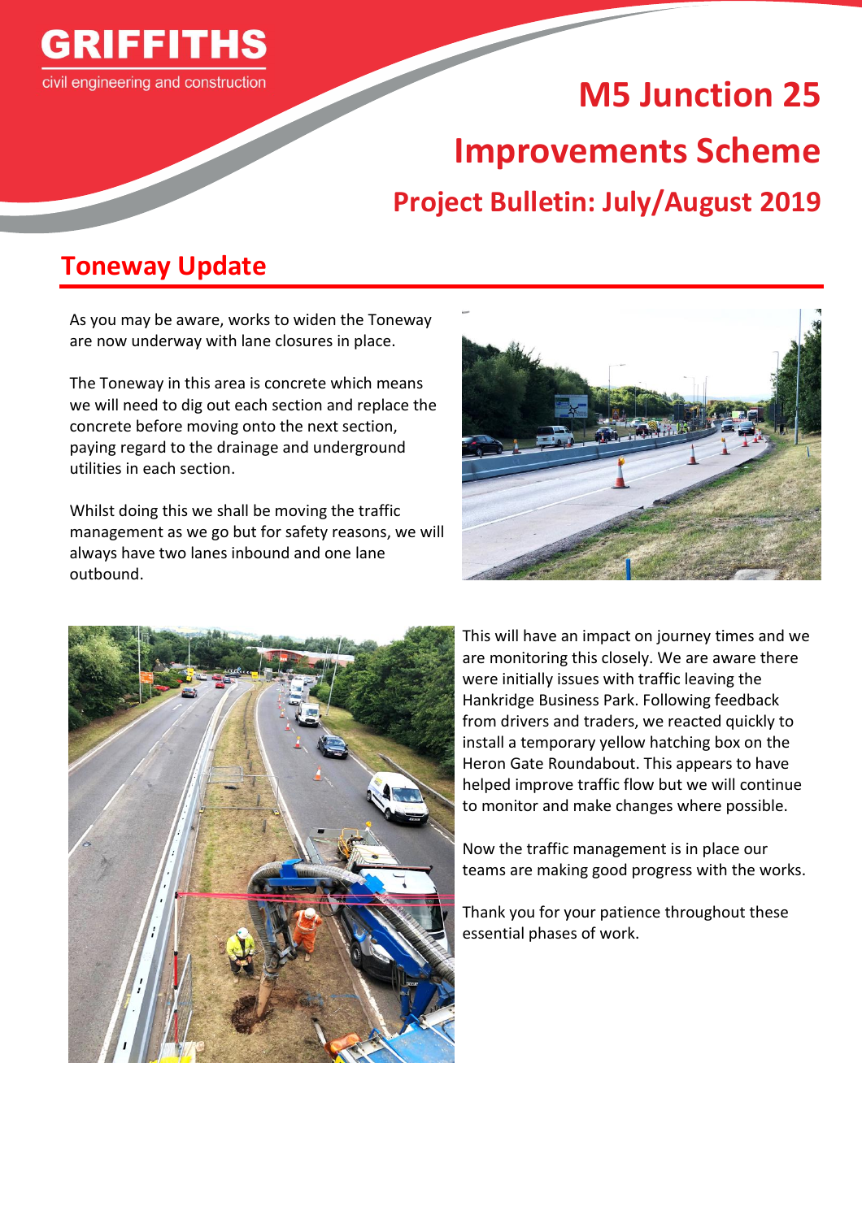GRIFFITHS
civil engineering and construction

# M5 Junction 25 Improvements Scheme

## Project Bulletin: July/August 2019

## Toneway Update

As you may be aware, works to widen the Toneway are now underway with lane closures in place.

The Toneway in this area is concrete which means we will need to dig out each section and replace the concrete before moving onto the next section, paying regard to the drainage and underground utilities in each section.

Whilst doing this we shall be moving the traffic management as we go but for safety reasons, we will always have two lanes inbound and one lane outbound.

This will have an impact on journey times and we are monitoring this closely. We are aware there were initially issues with traffic leaving the Hankridge Business Park. Following feedback from drivers and traders, we reacted quickly to install a temporary yellow hatching box on the Heron Gate Roundabout. This appears to have helped improve traffic flow but we will continue to monitor and make changes where possible.

Now the traffic management is in place our teams are making good progress with the works.

Thank you for your patience throughout these essential phases of work.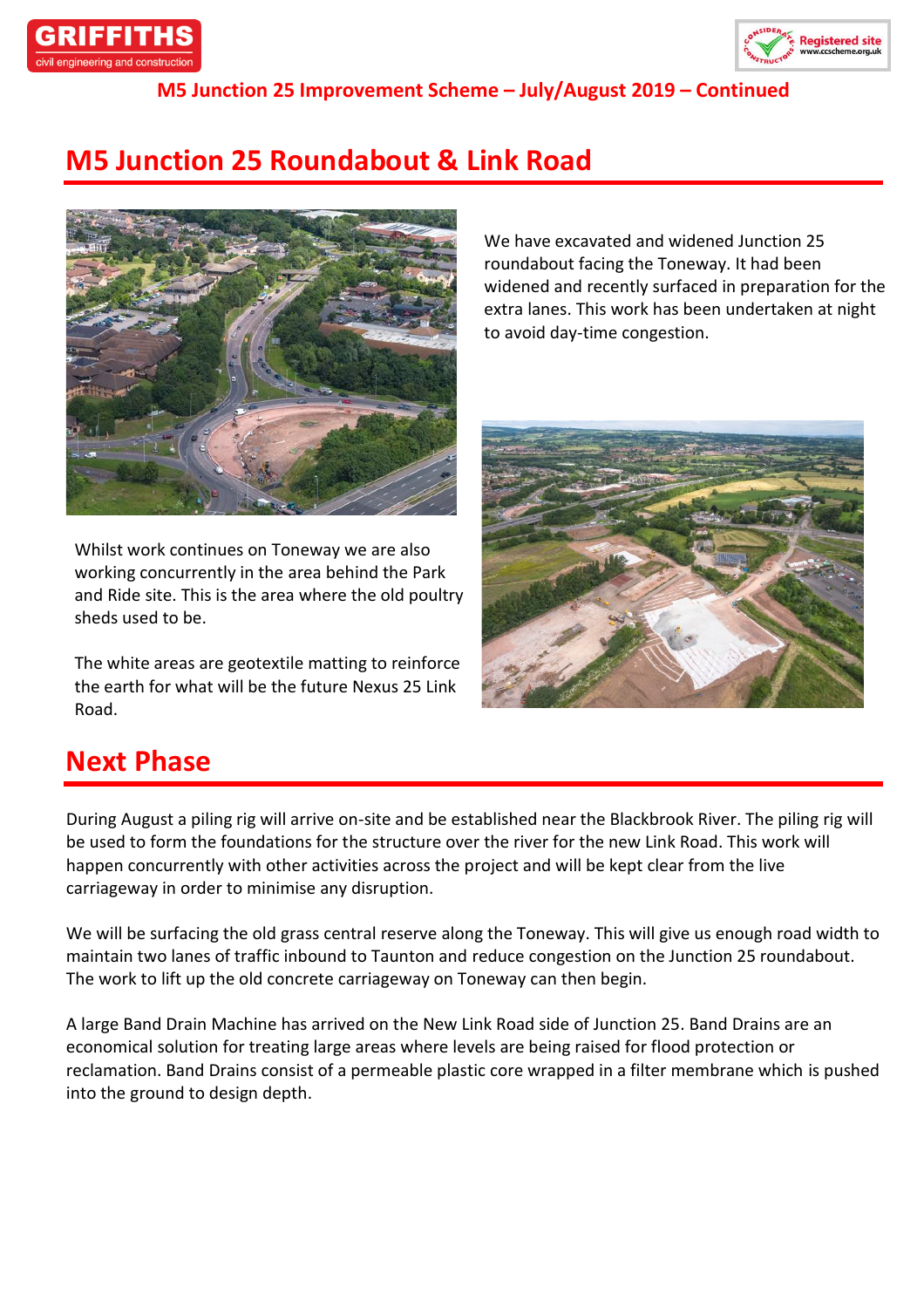## M5 Junction 25 Roundabout & Link Road

We have excavated and widened Junction 25 roundabout facing the Toneway. It had been widened and recently surfaced in preparation for the extra lanes. This work has been undertaken at night to avoid day-time congestion.

Whilst work continues on Toneway we are also working concurrently in the area behind the Park and Ride site. This is the area where the old poultry sheds used to be.

The white areas are geotextile matting to reinforce the earth for what will be the future Nexus 25 Link Road.

## Next Phase

During August a piling rig will arrive on-site and be established near the Blackbrook River. The piling rig will be used to form the foundations for the structure over the river for the new Link Road. This work will happen concurrently with other activities across the project and will be kept clear from the live carriageway in order to minimise any disruption.

We will be surfacing the old grass central reserve along the Toneway. This will give us enough road width to maintain two lanes of traffic inbound to Taunton and reduce congestion on the Junction 25 roundabout. The work to lift up the old concrete carriageway on Toneway can then begin.

A large Band Drain Machine has arrived on the New Link Road side of Junction 25. Band Drains are an economical solution for treating large areas where levels are being raised for flood protection or reclamation. Band Drains consist of a permeable plastic core wrapped in a filter membrane which is pushed into the ground to design depth.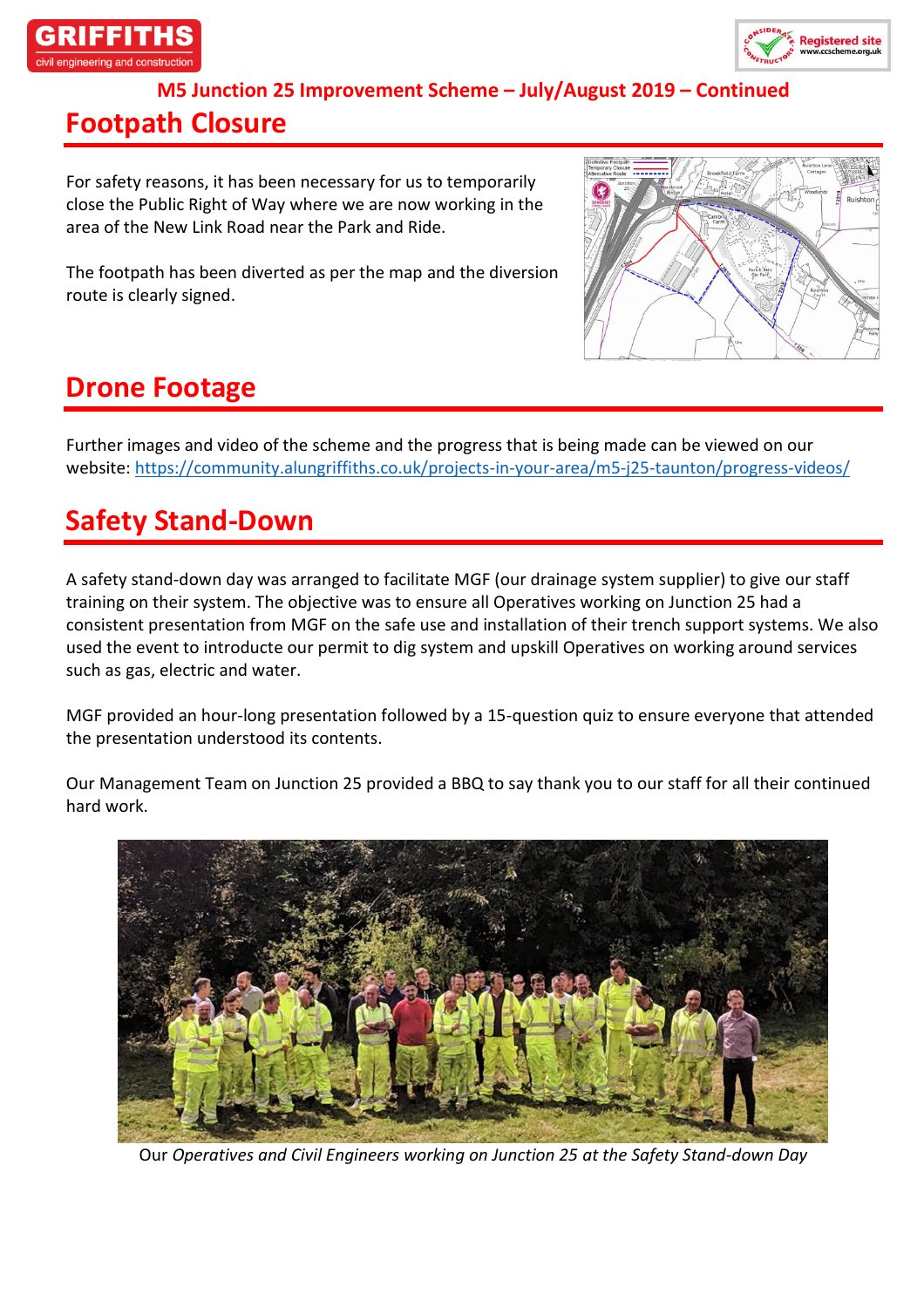M5 Junction 25 Improvement Scheme – July/August 2019 – Continued

## Footpath Closure

For safety reasons, it has been necessary for us to temporarily close the Public Right of Way where we are now working in the area of the New Link Road near the Park and Ride.

The footpath has been diverted as per the map and the diversion route is clearly signed.

## Drone Footage

Further images and video of the scheme and the progress that is being made can be viewed on our website: https://community.alungriffiths.co.uk/projects-in-your-area/m5-j25-taunton/progress-videos/

## Safety Stand-Down

A safety stand-down day was arranged to facilitate MGF (our drainage system supplier) to give our staff training on their system. The objective was to ensure all Operatives working on Junction 25 had a consistent presentation from MGF on the safe use and installation of their trench support systems. We also used the event to introducte our permit to dig system and upskill Operatives on working around services such as gas, electric and water.

MGF provided an hour-long presentation followed by a 15-question quiz to ensure everyone that attended the presentation understood its contents.

Our Management Team on Junction 25 provided a BBQ to say thank you to our staff for all their continued hard work.

Our *Operatives and Civil Engineers working on Junction 25 at the Safety Stand-down Day*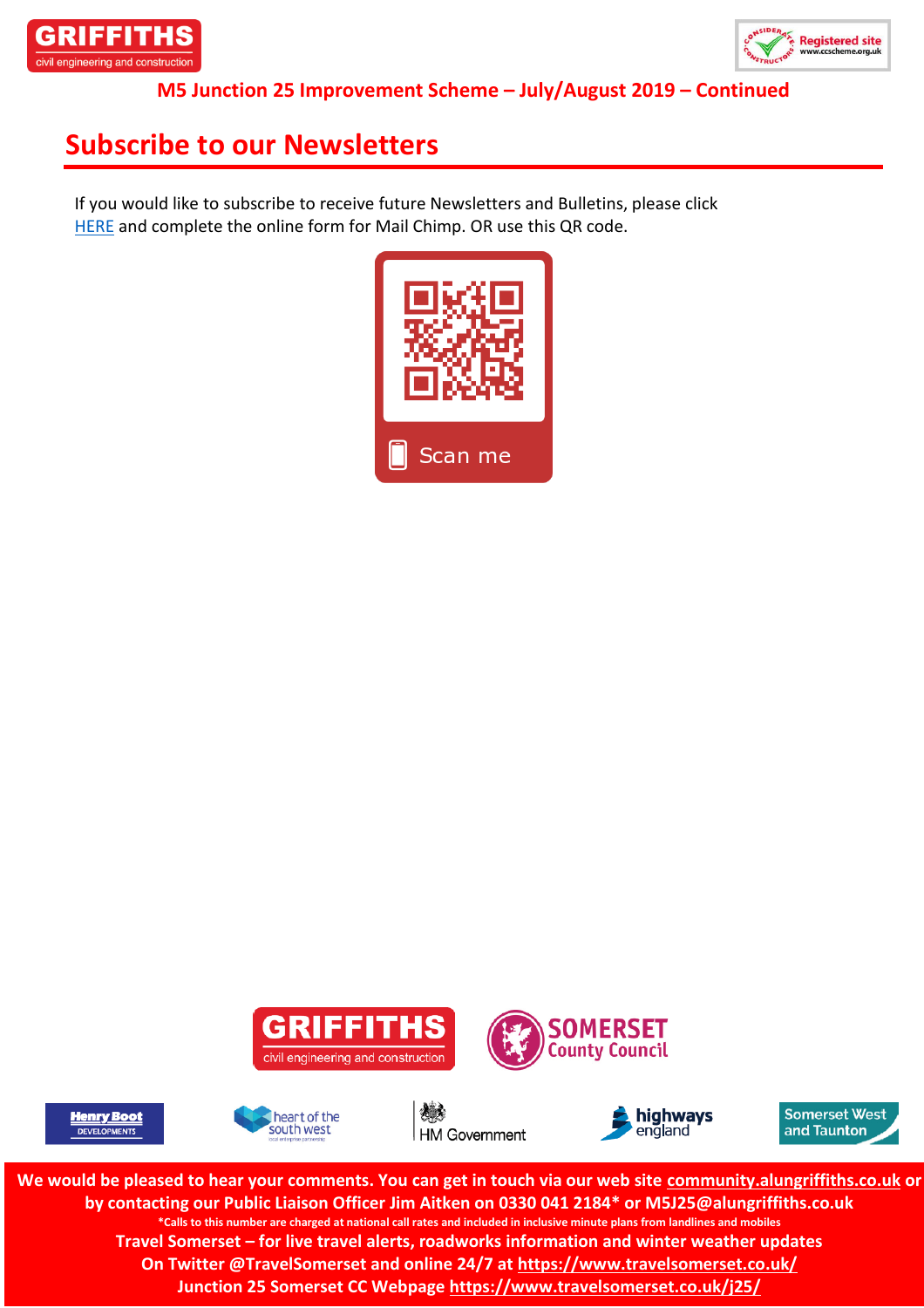M5 Junction 25 Improvement Scheme – July/August 2019 – Continued

## Subscribe to our Newsletters

If you would like to subscribe to receive future Newsletters and Bulletins, please click HERE and complete the online form for Mail Chimp. OR use this QR code.

Scan me

**We would be pleased to hear your comments. You can get in touch via our web site community.alungriffiths.co.uk or by contacting our Public Liaison Officer Jim Aitken on 0330 041 2184* or M5J25@alungriffiths.co.uk**

***Calls to this number are charged at national call rates and included in inclusive minute plans from landlines and mobiles**

**Travel Somerset – for live travel alerts, roadworks information and winter weather updates**

**On Twitter @TravelSomerset and online 24/7 at https://www.travelsomerset.co.uk/**

**Junction 25 Somerset CC Webpage https://www.travelsomerset.co.uk/j25/**